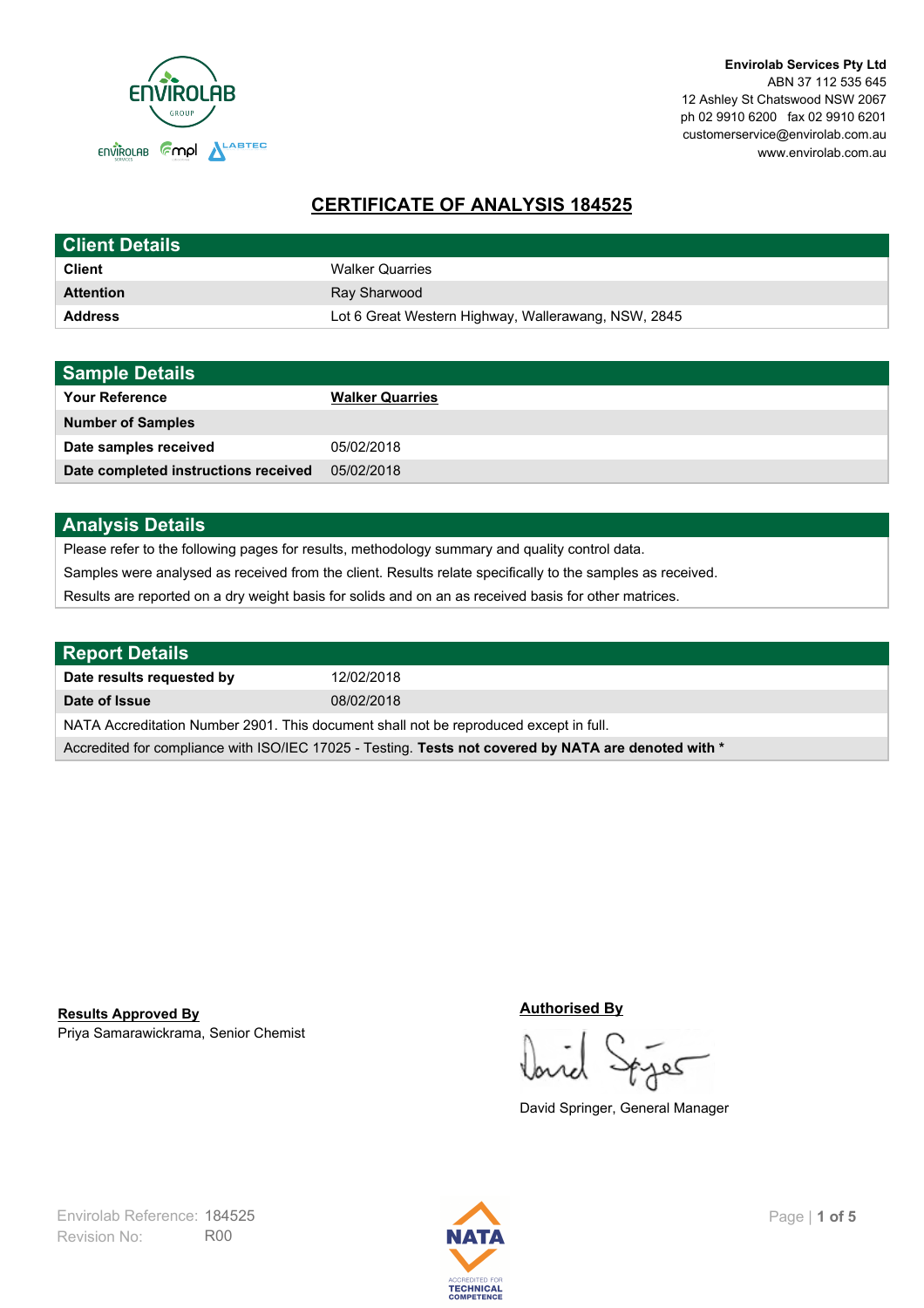**Envirolab Services Pty Ltd**
ABN 37 112 535 645
12 Ashley St Chatswood NSW 2067
ph 02 9910 6200 fax 02 9910 6201
customerservice@envirolab.com.au
www.envirolab.com.au

# CERTIFICATE OF ANALYSIS 184525

## Client Details

| | |
|---|---|
| **Client** | Walker Quarries |
| **Attention** | Ray Sharwood |
| **Address** | Lot 6 Great Western Highway, Wallerawang, NSW, 2845 |

## Sample Details

| | |
|---|---|
| **Your Reference** | **Walker Quarries** |
| **Number of Samples** | |
| **Date samples received** | 05/02/2018 |
| **Date completed instructions received** | 05/02/2018 |

## Analysis Details

Please refer to the following pages for results, methodology summary and quality control data.

Samples were analysed as received from the client. Results relate specifically to the samples as received.

Results are reported on a dry weight basis for solids and on an as received basis for other matrices.

## Report Details

| | |
|---|---|
| **Date results requested by** | 12/02/2018 |
| **Date of Issue** | 08/02/2018 |

NATA Accreditation Number 2901. This document shall not be reproduced except in full.

Accredited for compliance with ISO/IEC 17025 - Testing. **Tests not covered by NATA are denoted with ***

**Results Approved By**
Priya Samarawickrama, Senior Chemist

**Authorised By**
David Springer, General Manager

Envirolab Reference: 184525
Revision No: R00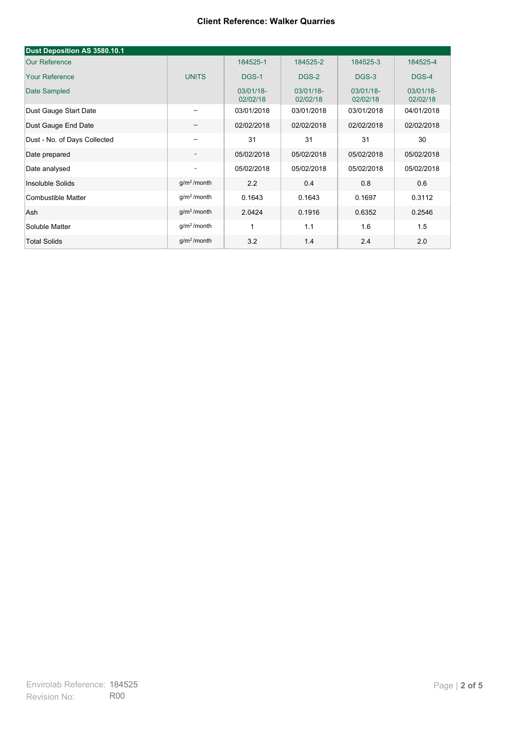**Client Reference: Walker Quarries**

| Dust Deposition AS 3580.10.1 | | | | | |
|---|---|---|---|---|---|
| Our Reference | | 184525-1 | 184525-2 | 184525-3 | 184525-4 |
| Your Reference | UNITS | DGS-1 | DGS-2 | DGS-3 | DGS-4 |
| Date Sampled | | 03/01/18-02/02/18 | 03/01/18-02/02/18 | 03/01/18-02/02/18 | 03/01/18-02/02/18 |
| Dust Gauge Start Date | -- | 03/01/2018 | 03/01/2018 | 03/01/2018 | 04/01/2018 |
| Dust Gauge End Date | -- | 02/02/2018 | 02/02/2018 | 02/02/2018 | 02/02/2018 |
| Dust - No. of Days Collected | -- | 31 | 31 | 31 | 30 |
| Date prepared | - | 05/02/2018 | 05/02/2018 | 05/02/2018 | 05/02/2018 |
| Date analysed | - | 05/02/2018 | 05/02/2018 | 05/02/2018 | 05/02/2018 |
| Insoluble Solids | $g/m^2$/month | 2.2 | 0.4 | 0.8 | 0.6 |
| Combustible Matter | $g/m^2$/month | 0.1643 | 0.1643 | 0.1697 | 0.3112 |
| Ash | $g/m^2$/month | 2.0424 | 0.1916 | 0.6352 | 0.2546 |
| Soluble Matter | $g/m^2$/month | 1 | 1.1 | 1.6 | 1.5 |
| Total Solids | $g/m^2$/month | 3.2 | 1.4 | 2.4 | 2.0 |

Envirolab Reference: 184525
Revision No: R00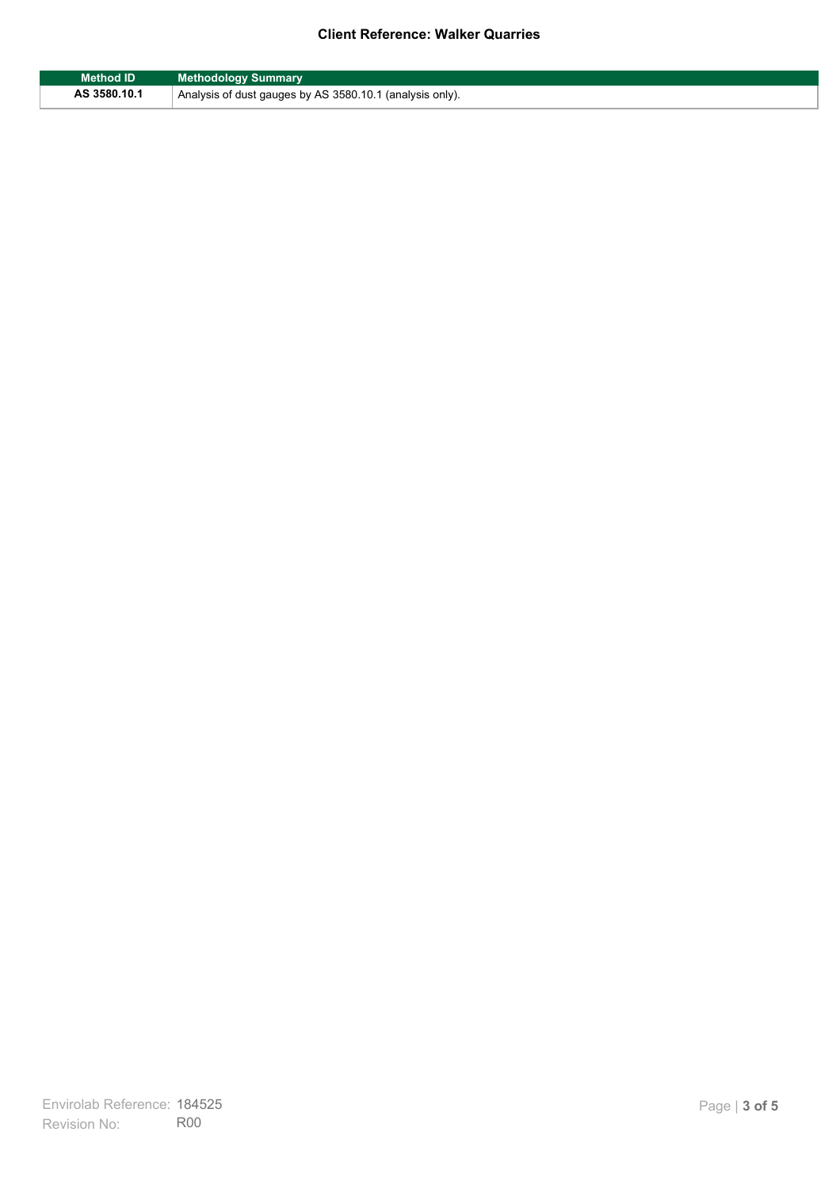| Method ID | Methodology Summary |
|---|---|
| AS 3580.10.1 | Analysis of dust gauges by AS 3580.10.1 (analysis only). |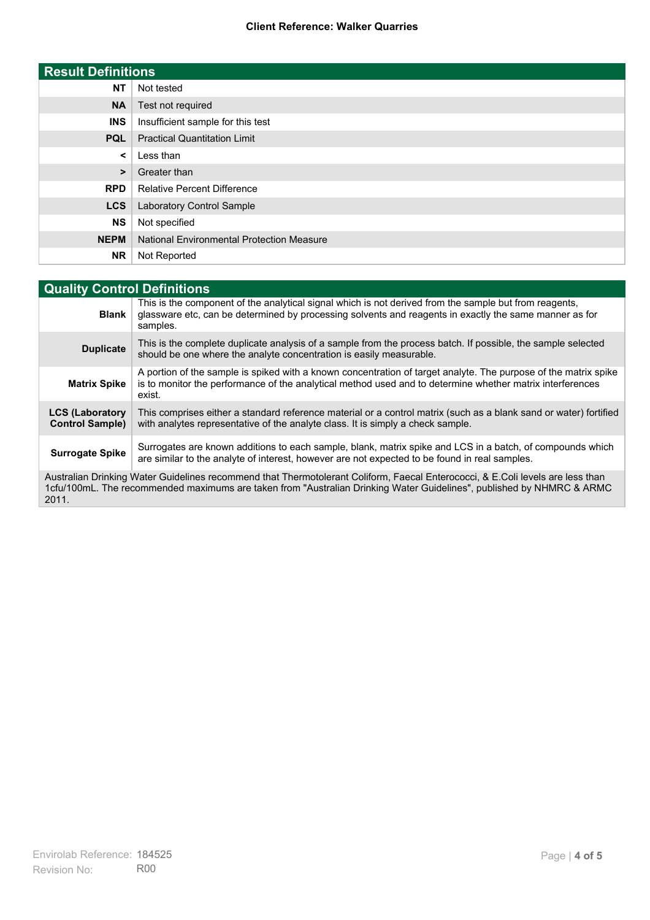## Result Definitions

| | |
|---|---|
| **NT** | Not tested |
| **NA** | Test not required |
| **INS** | Insufficient sample for this test |
| **PQL** | Practical Quantitation Limit |
| **<** | Less than |
| **>** | Greater than |
| **RPD** | Relative Percent Difference |
| **LCS** | Laboratory Control Sample |
| **NS** | Not specified |
| **NEPM** | National Environmental Protection Measure |
| **NR** | Not Reported |

## Quality Control Definitions

| | |
|---|---|
| **Blank** | This is the component of the analytical signal which is not derived from the sample but from reagents, glassware etc, can be determined by processing solvents and reagents in exactly the same manner as for samples. |
| **Duplicate** | This is the complete duplicate analysis of a sample from the process batch. If possible, the sample selected should be one where the analyte concentration is easily measurable. |
| **Matrix Spike** | A portion of the sample is spiked with a known concentration of target analyte. The purpose of the matrix spike is to monitor the performance of the analytical method used and to determine whether matrix interferences exist. |
| **LCS (Laboratory Control Sample)** | This comprises either a standard reference material or a control matrix (such as a blank sand or water) fortified with analytes representative of the analyte class. It is simply a check sample. |
| **Surrogate Spike** | Surrogates are known additions to each sample, blank, matrix spike and LCS in a batch, of compounds which are similar to the analyte of interest, however are not expected to be found in real samples. |

Australian Drinking Water Guidelines recommend that Thermotolerant Coliform, Faecal Enterococci, & E.Coli levels are less than 1cfu/100mL. The recommended maximums are taken from "Australian Drinking Water Guidelines", published by NHMRC & ARMC 2011.

Envirolab Reference: 184525
Revision No: R00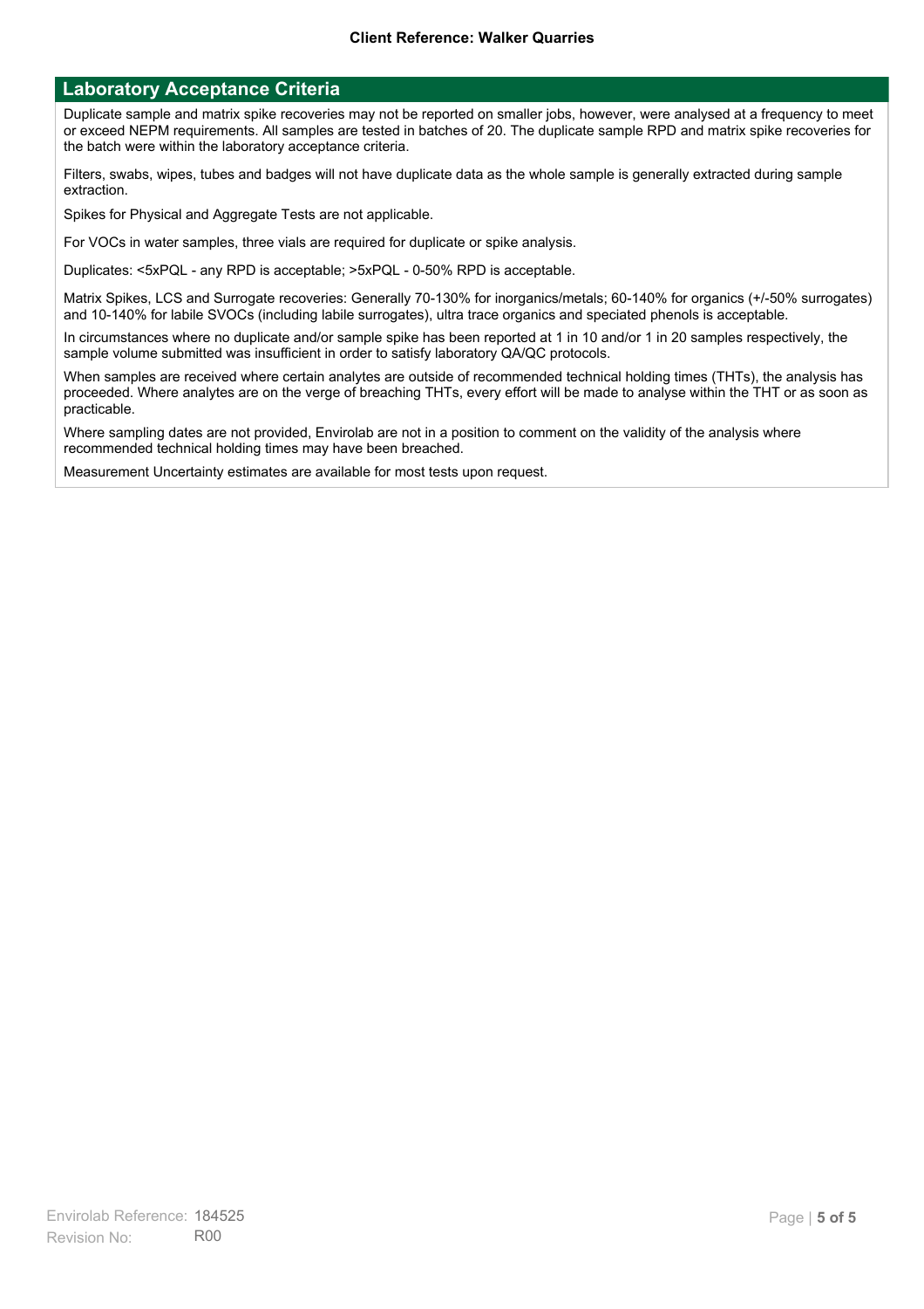## Laboratory Acceptance Criteria

Duplicate sample and matrix spike recoveries may not be reported on smaller jobs, however, were analysed at a frequency to meet or exceed NEPM requirements. All samples are tested in batches of 20. The duplicate sample RPD and matrix spike recoveries for the batch were within the laboratory acceptance criteria.

Filters, swabs, wipes, tubes and badges will not have duplicate data as the whole sample is generally extracted during sample extraction.

Spikes for Physical and Aggregate Tests are not applicable.

For VOCs in water samples, three vials are required for duplicate or spike analysis.

Duplicates: <5xPQL - any RPD is acceptable; >5xPQL - 0-50% RPD is acceptable.

Matrix Spikes, LCS and Surrogate recoveries: Generally 70-130% for inorganics/metals; 60-140% for organics (+/-50% surrogates) and 10-140% for labile SVOCs (including labile surrogates), ultra trace organics and speciated phenols is acceptable.

In circumstances where no duplicate and/or sample spike has been reported at 1 in 10 and/or 1 in 20 samples respectively, the sample volume submitted was insufficient in order to satisfy laboratory QA/QC protocols.

When samples are received where certain analytes are outside of recommended technical holding times (THTs), the analysis has proceeded. Where analytes are on the verge of breaching THTs, every effort will be made to analyse within the THT or as soon as practicable.

Where sampling dates are not provided, Envirolab are not in a position to comment on the validity of the analysis where recommended technical holding times may have been breached.

Measurement Uncertainty estimates are available for most tests upon request.